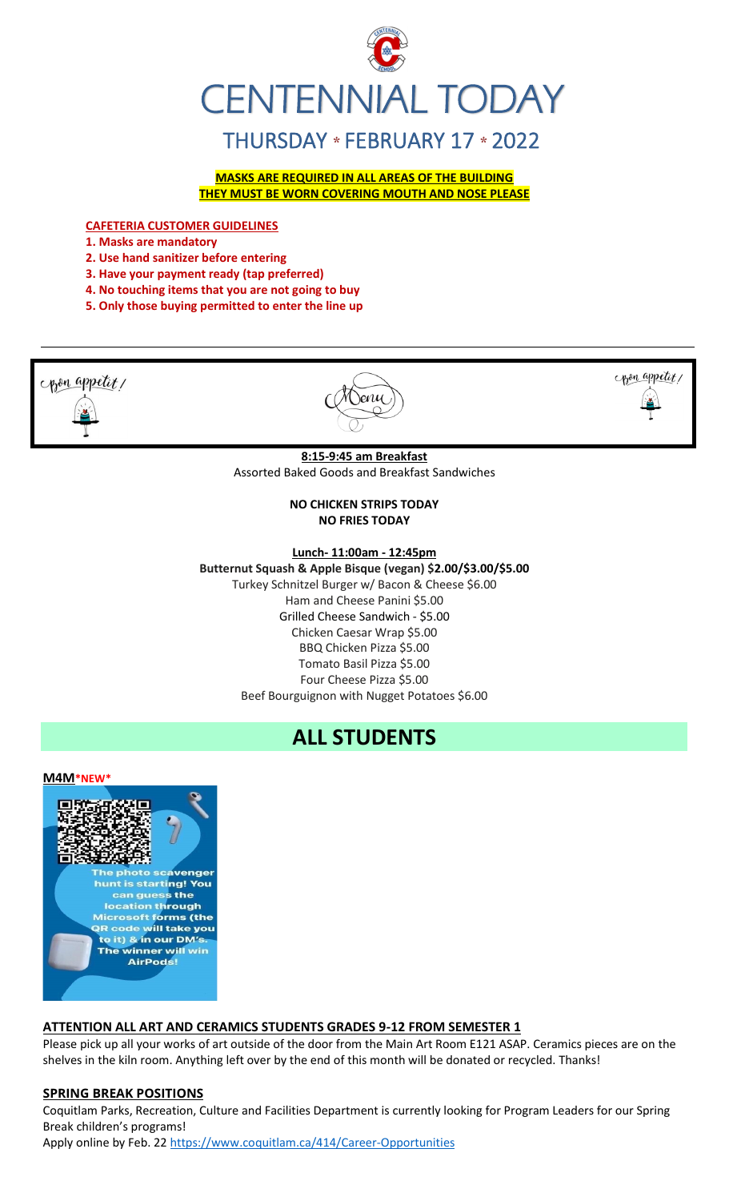# CENTENNIAL TODAY

## THURSDAY * FEBRUARY 17 * 2022

**MASKS ARE REQUIRED IN ALL AREAS OF THE BUILDING**
**THEY MUST BE WORN COVERING MOUTH AND NOSE PLEASE**

**CAFETERIA CUSTOMER GUIDELINES**

1. **Masks are mandatory**
2. **Use hand sanitizer before entering**
3. **Have your payment ready (tap preferred)**
4. **No touching items that you are not going to buy**
5. **Only those buying permitted to enter the line up**

Bon appetit! Menu Bon appetit!

**8:15-9:45 am Breakfast**
Assorted Baked Goods and Breakfast Sandwiches

**NO CHICKEN STRIPS TODAY**
**NO FRIES TODAY**

**Lunch- 11:00am - 12:45pm**
**Butternut Squash & Apple Bisque (vegan) $2.00/$3.00/$5.00**
Turkey Schnitzel Burger w/ Bacon & Cheese $6.00
Ham and Cheese Panini $5.00
Grilled Cheese Sandwich - $5.00
Chicken Caesar Wrap $5.00
BBQ Chicken Pizza $5.00
Tomato Basil Pizza $5.00
Four Cheese Pizza $5.00
Beef Bourguignon with Nugget Potatoes $6.00

# ALL STUDENTS

**M4M*NEW***

The photo scavenger hunt is starting! You can guess the location through Microsoft forms (the QR code will take you to it) & in our DM's. The winner will win AirPods!

**ATTENTION ALL ART AND CERAMICS STUDENTS GRADES 9-12 FROM SEMESTER 1**

Please pick up all your works of art outside of the door from the Main Art Room E121 ASAP. Ceramics pieces are on the shelves in the kiln room. Anything left over by the end of this month will be donated or recycled. Thanks!

**SPRING BREAK POSITIONS**

Coquitlam Parks, Recreation, Culture and Facilities Department is currently looking for Program Leaders for our Spring Break children's programs!
Apply online by Feb. 22 https://www.coquitlam.ca/414/Career-Opportunities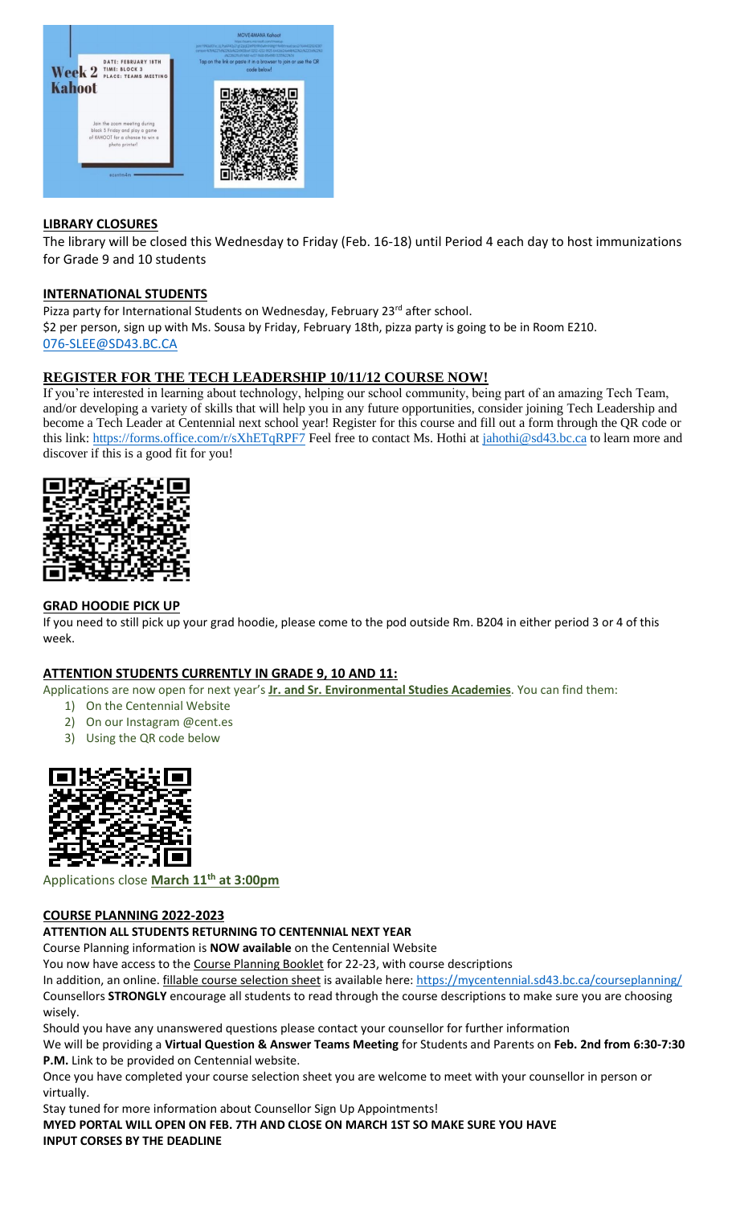## LIBRARY CLOSURES

The library will be closed this Wednesday to Friday (Feb. 16-18) until Period 4 each day to host immunizations for Grade 9 and 10 students

## INTERNATIONAL STUDENTS

Pizza party for International Students on Wednesday, February 23rd after school.
$2 per person, sign up with Ms. Sousa by Friday, February 18th, pizza party is going to be in Room E210.
076-SLEE@SD43.BC.CA

## REGISTER FOR THE TECH LEADERSHIP 10/11/12 COURSE NOW!

If you're interested in learning about technology, helping our school community, being part of an amazing Tech Team, and/or developing a variety of skills that will help you in any future opportunities, consider joining Tech Leadership and become a Tech Leader at Centennial next school year! Register for this course and fill out a form through the QR code or this link: https://forms.office.com/r/sXhETqRPF7 Feel free to contact Ms. Hothi at jahothi@sd43.bc.ca to learn more and discover if this is a good fit for you!

## GRAD HOODIE PICK UP

If you need to still pick up your grad hoodie, please come to the pod outside Rm. B204 in either period 3 or 4 of this week.

## ATTENTION STUDENTS CURRENTLY IN GRADE 9, 10 AND 11:

Applications are now open for next year's **Jr. and Sr. Environmental Studies Academies**. You can find them:

1) On the Centennial Website
2) On our Instagram @cent.es
3) Using the QR code below

Applications close **March 11th at 3:00pm**

## COURSE PLANNING 2022-2023

**ATTENTION ALL STUDENTS RETURNING TO CENTENNIAL NEXT YEAR**

Course Planning information is **NOW available** on the Centennial Website

You now have access to the Course Planning Booklet for 22-23, with course descriptions

In addition, an online. fillable course selection sheet is available here: https://mycentennial.sd43.bc.ca/courseplanning/

Counsellors **STRONGLY** encourage all students to read through the course descriptions to make sure you are choosing wisely.

Should you have any unanswered questions please contact your counsellor for further information

We will be providing a **Virtual Question & Answer Teams Meeting** for Students and Parents on **Feb. 2nd from 6:30-7:30 P.M.** Link to be provided on Centennial website.

Once you have completed your course selection sheet you are welcome to meet with your counsellor in person or virtually.

Stay tuned for more information about Counsellor Sign Up Appointments!

**MYED PORTAL WILL OPEN ON FEB. 7TH AND CLOSE ON MARCH 1ST SO MAKE SURE YOU HAVE INPUT CORSES BY THE DEADLINE**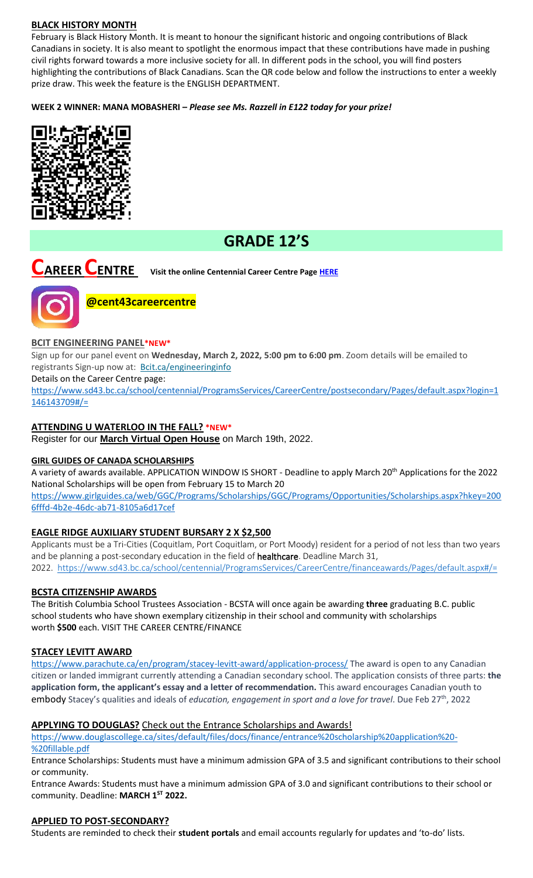**BLACK HISTORY MONTH**

February is Black History Month. It is meant to honour the significant historic and ongoing contributions of Black Canadians in society. It is also meant to spotlight the enormous impact that these contributions have made in pushing civil rights forward towards a more inclusive society for all. In different pods in the school, you will find posters highlighting the contributions of Black Canadians. Scan the QR code below and follow the instructions to enter a weekly prize draw. This week the feature is the ENGLISH DEPARTMENT.

**WEEK 2 WINNER: MANA MOBASHERI –** ***Please see Ms. Razzell in E122 today for your prize!***

# GRADE 12'S

## CAREER CENTRE

**Visit the online Centennial Career Centre Page HERE**

**@cent43careercentre**

**BCIT ENGINEERING PANEL*NEW***

Sign up for our panel event on **Wednesday, March 2, 2022, 5:00 pm to 6:00 pm**. Zoom details will be emailed to registrants Sign-up now at: Bcit.ca/engineeringinfo

Details on the Career Centre page:

https://www.sd43.bc.ca/school/centennial/ProgramsServices/CareerCentre/postsecondary/Pages/default.aspx?login=1146143709#/=

**ATTENDING U WATERLOO IN THE FALL? *NEW***

Register for our **March Virtual Open House** on March 19th, 2022.

**GIRL GUIDES OF CANADA SCHOLARSHIPS**

A variety of awards available. APPLICATION WINDOW IS SHORT - Deadline to apply March 20th Applications for the 2022 National Scholarships will be open from February 15 to March 20

https://www.girlguides.ca/web/GGC/Programs/Scholarships/GGC/Programs/Opportunities/Scholarships.aspx?hkey=2006fffd-4b2e-46dc-ab71-8105a6d17cef

**EAGLE RIDGE AUXILIARY STUDENT BURSARY 2 X $2,500**

Applicants must be a Tri-Cities (Coquitlam, Port Coquitlam, or Port Moody) resident for a period of not less than two years and be planning a post-secondary education in the field of **healthcare**. Deadline March 31, 2022. https://www.sd43.bc.ca/school/centennial/ProgramsServices/CareerCentre/financeawards/Pages/default.aspx#/=

**BCSTA CITIZENSHIP AWARDS**

The British Columbia School Trustees Association - BCSTA will once again be awarding **three** graduating B.C. public school students who have shown exemplary citizenship in their school and community with scholarships worth **$500** each. VISIT THE CAREER CENTRE/FINANCE

**STACEY LEVITT AWARD**

https://www.parachute.ca/en/program/stacey-levitt-award/application-process/ The award is open to any Canadian citizen or landed immigrant currently attending a Canadian secondary school. The application consists of three parts: **the application form, the applicant's essay and a letter of recommendation.** This award encourages Canadian youth to embody Stacey's qualities and ideals of *education, engagement in sport and a love for travel*. Due Feb 27th, 2022

**APPLYING TO DOUGLAS?** Check out the Entrance Scholarships and Awards!

https://www.douglascollege.ca/sites/default/files/docs/finance/entrance%20scholarship%20application%20-%20fillable.pdf

Entrance Scholarships: Students must have a minimum admission GPA of 3.5 and significant contributions to their school or community.

Entrance Awards: Students must have a minimum admission GPA of 3.0 and significant contributions to their school or community. Deadline: **MARCH 1ST 2022.**

**APPLIED TO POST-SECONDARY?**

Students are reminded to check their **student portals** and email accounts regularly for updates and 'to-do' lists.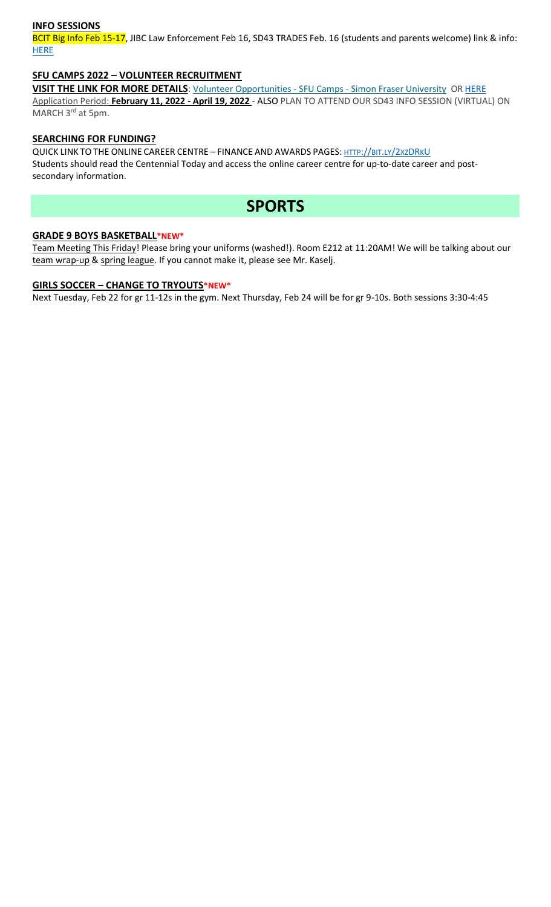### INFO SESSIONS

BCIT Big Info Feb 15-17, JIBC Law Enforcement Feb 16, SD43 TRADES Feb. 16 (students and parents welcome) link & info: HERE

### SFU CAMPS 2022 – VOLUNTEER RECRUITMENT

**VISIT THE LINK FOR MORE DETAILS**: Volunteer Opportunities - SFU Camps - Simon Fraser University OR HERE

Application Period: **February 11, 2022 - April 19, 2022** - ALSO PLAN TO ATTEND OUR SD43 INFO SESSION (VIRTUAL) ON MARCH 3rd at 5pm.

### SEARCHING FOR FUNDING?

QUICK LINK TO THE ONLINE CAREER CENTRE – FINANCE AND AWARDS PAGES: HTTP://BIT.LY/2XZDRKU

Students should read the Centennial Today and access the online career centre for up-to-date career and post-secondary information.

## SPORTS

### GRADE 9 BOYS BASKETBALL*NEW*

Team Meeting This Friday! Please bring your uniforms (washed!). Room E212 at 11:20AM! We will be talking about our team wrap-up & spring league. If you cannot make it, please see Mr. Kaselj.

### GIRLS SOCCER – CHANGE TO TRYOUTS*NEW*

Next Tuesday, Feb 22 for gr 11-12s in the gym. Next Thursday, Feb 24 will be for gr 9-10s. Both sessions 3:30-4:45